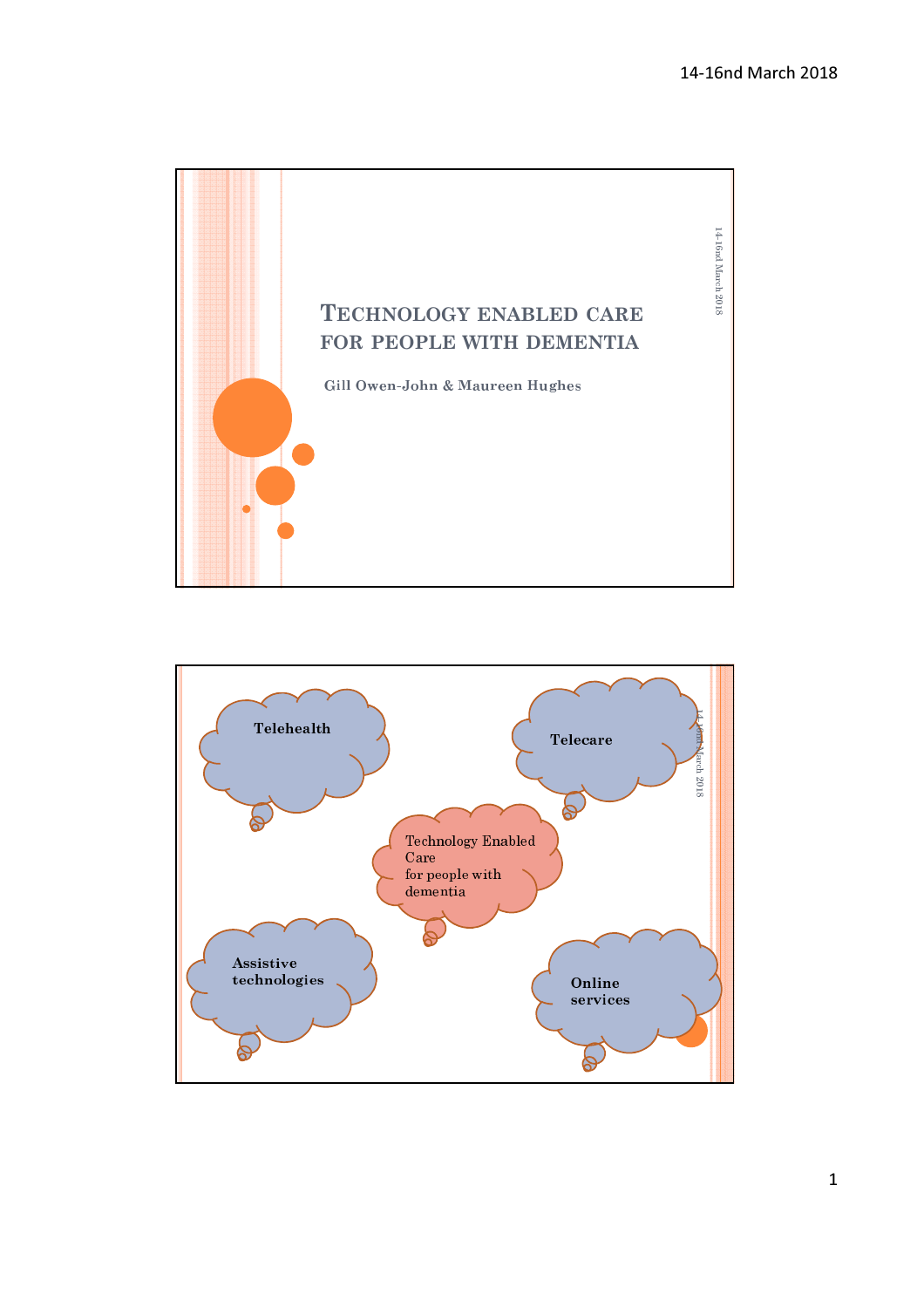# Technology enabled care for people with dementia

**Gill Owen-John & Maureen Hughes**

---

**Telehealth**

**Telecare**

Technology Enabled Care for people with dementia

**Assistive technologies**

**Online services**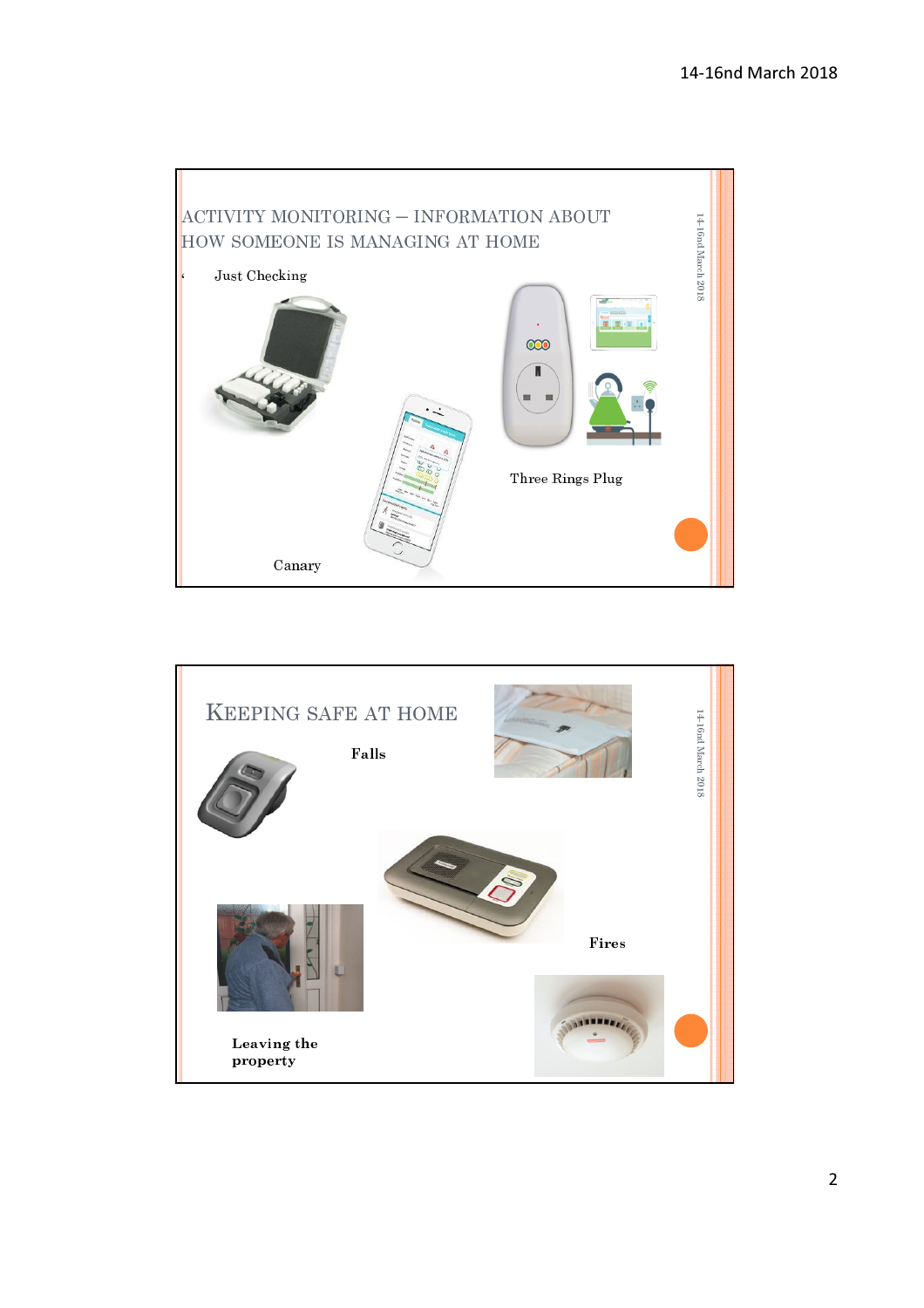## ACTIVITY MONITORING – INFORMATION ABOUT HOW SOMEONE IS MANAGING AT HOME

Just Checking

Three Rings Plug

Canary

## KEEPING SAFE AT HOME

**Falls**

**Fires**

**Leaving the property**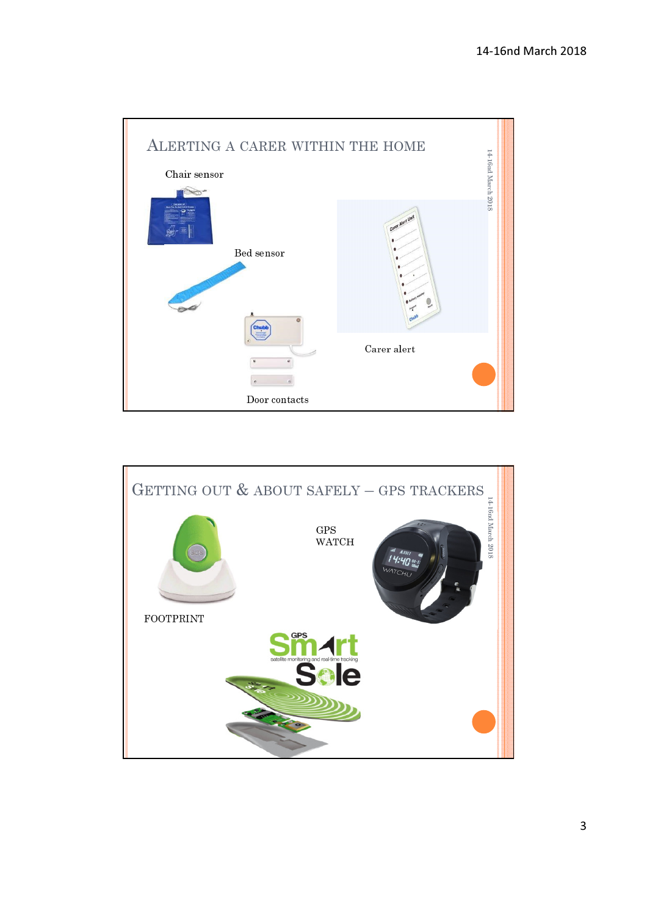## Alerting a carer within the home

Chair sensor

Bed sensor

Door contacts

Carer alert

## Getting out & about safely – GPS trackers

FOOTPRINT

GPS WATCH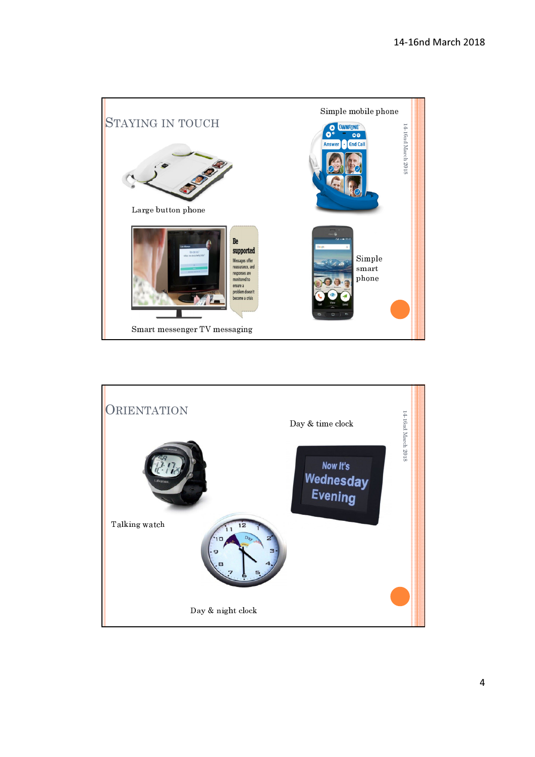## Staying in touch

Simple mobile phone

Large button phone

Simple smart phone

Smart messenger TV messaging

## Orientation

Day & time clock

Talking watch

Day & night clock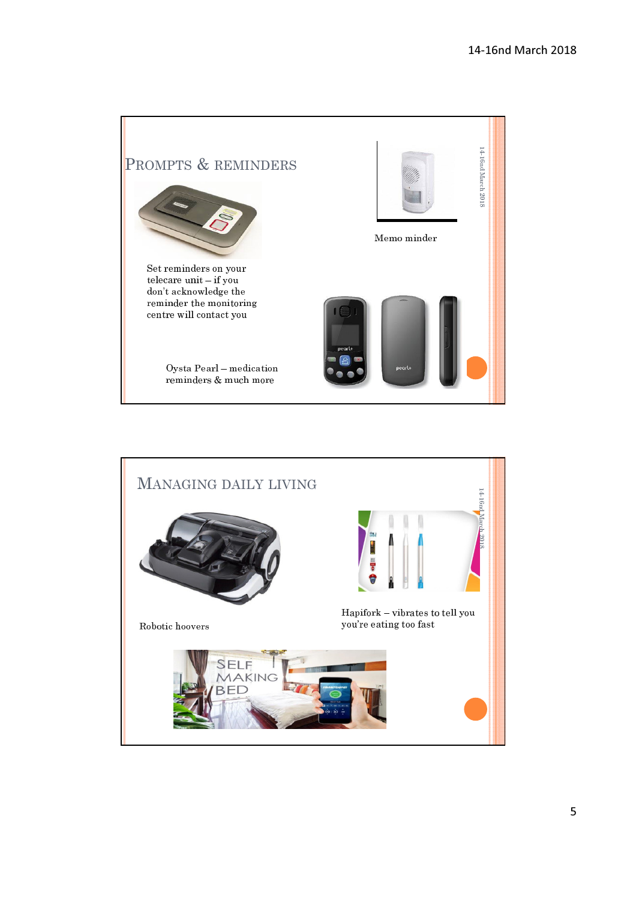## Prompts & reminders

Set reminders on your telecare unit – if you don't acknowledge the reminder the monitoring centre will contact you

Memo minder

Oysta Pearl – medication reminders & much more

## Managing daily living

Robotic hoovers

Hapifork – vibrates to tell you you're eating too fast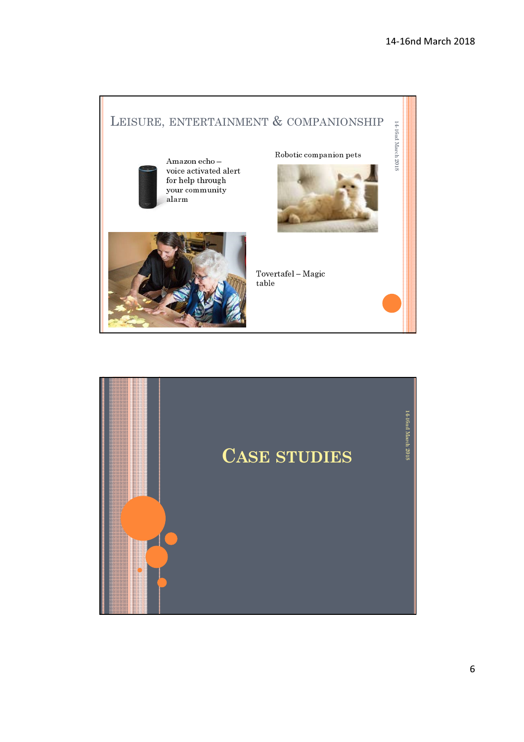## Leisure, entertainment & companionship

Amazon echo – voice activated alert for help through your community alarm

Robotic companion pets

Tovertafel – Magic table

## Case studies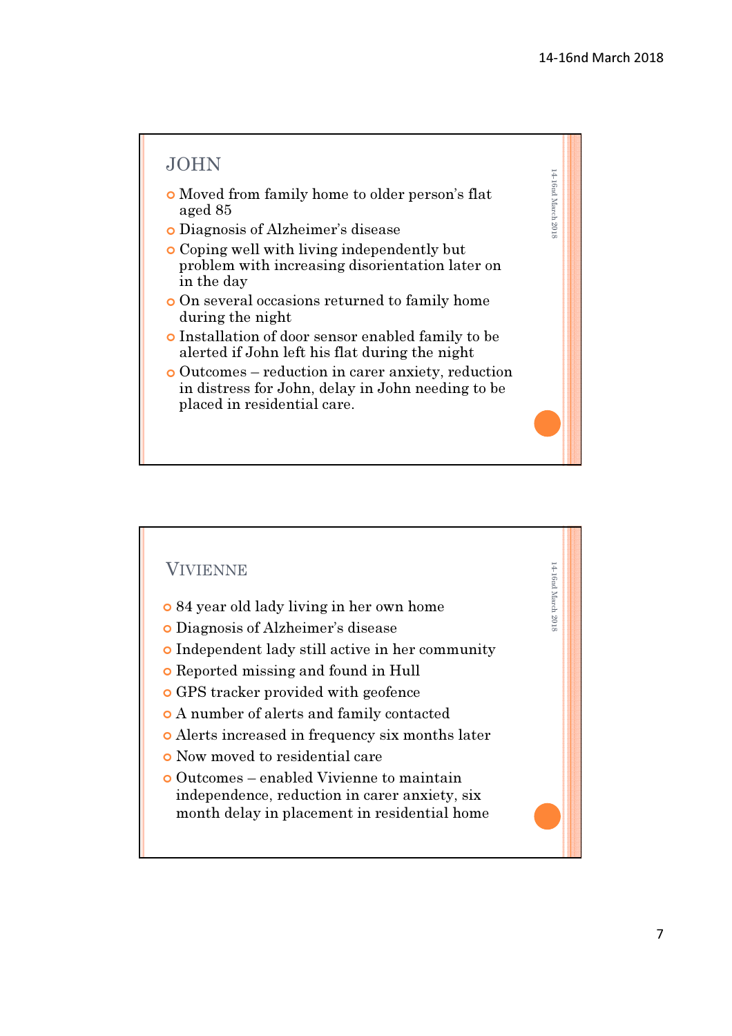## JOHN

- Moved from family home to older person's flat aged 85
- Diagnosis of Alzheimer's disease
- Coping well with living independently but problem with increasing disorientation later on in the day
- On several occasions returned to family home during the night
- Installation of door sensor enabled family to be alerted if John left his flat during the night
- Outcomes – reduction in carer anxiety, reduction in distress for John, delay in John needing to be placed in residential care.

## VIVIENNE

- 84 year old lady living in her own home
- Diagnosis of Alzheimer's disease
- Independent lady still active in her community
- Reported missing and found in Hull
- GPS tracker provided with geofence
- A number of alerts and family contacted
- Alerts increased in frequency six months later
- Now moved to residential care
- Outcomes – enabled Vivienne to maintain independence, reduction in carer anxiety, six month delay in placement in residential home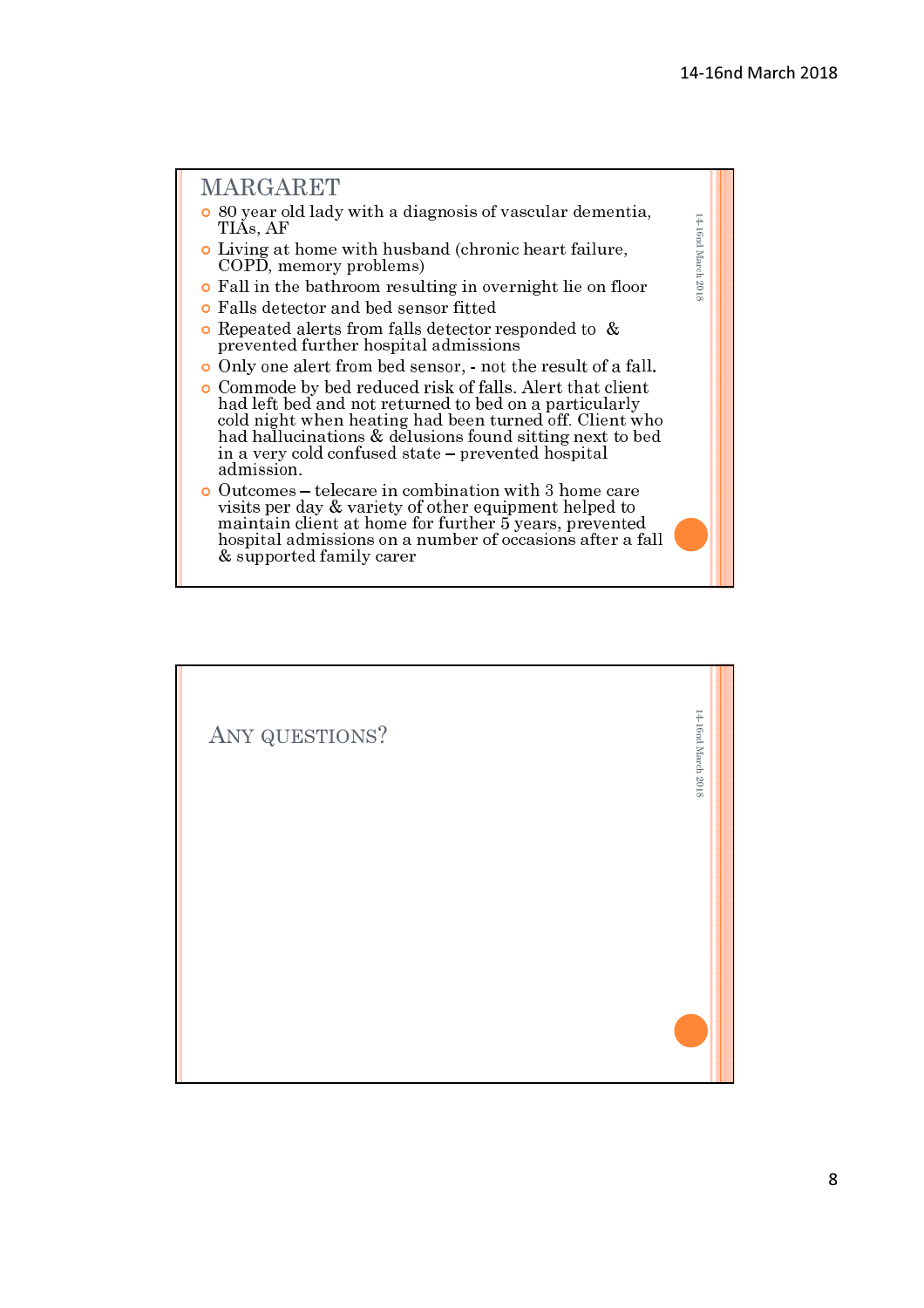## MARGARET

- 80 year old lady with a diagnosis of vascular dementia, TIAs, AF
- Living at home with husband (chronic heart failure, COPD, memory problems)
- Fall in the bathroom resulting in overnight lie on floor
- Falls detector and bed sensor fitted
- Repeated alerts from falls detector responded to & prevented further hospital admissions
- Only one alert from bed sensor, - not the result of a fall.
- Commode by bed reduced risk of falls. Alert that client had left bed and not returned to bed on a particularly cold night when heating had been turned off. Client who had hallucinations & delusions found sitting next to bed in a very cold confused state – prevented hospital admission.
- Outcomes – telecare in combination with 3 home care visits per day & variety of other equipment helped to maintain client at home for further 5 years, prevented hospital admissions on a number of occasions after a fall & supported family carer

## ANY QUESTIONS?